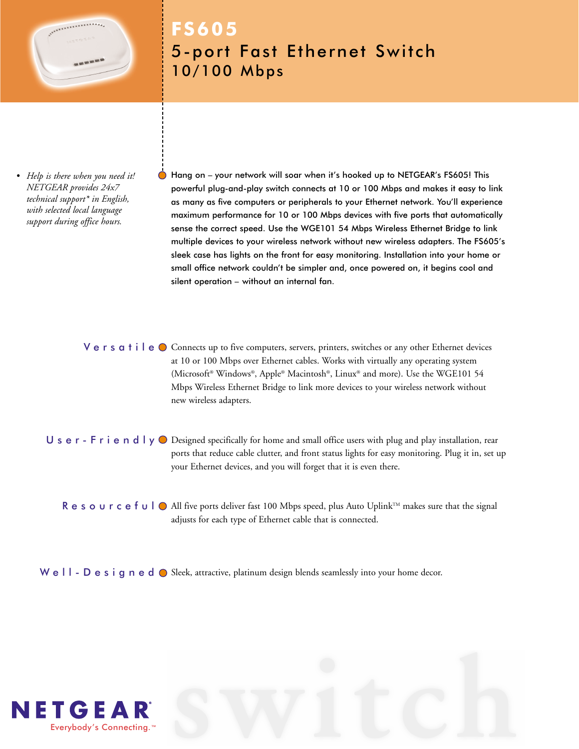# FS605

## 5-port Fast Ethernet Switch 10/100 Mbps

- *Help is there when you need it! NETGEAR provides 24x7 technical support* in English, with selected local language support during office hours.*

Hang on – your network will soar when it's hooked up to NETGEAR's FS605! This powerful plug-and-play switch connects at 10 or 100 Mbps and makes it easy to link as many as five computers or peripherals to your Ethernet network. You'll experience maximum performance for 10 or 100 Mbps devices with five ports that automatically sense the correct speed. Use the WGE101 54 Mbps Wireless Ethernet Bridge to link multiple devices to your wireless network without new wireless adapters. The FS605's sleek case has lights on the front for easy monitoring. Installation into your home or small office network couldn't be simpler and, once powered on, it begins cool and silent operation – without an internal fan.

**Versatile** Connects up to five computers, servers, printers, switches or any other Ethernet devices at 10 or 100 Mbps over Ethernet cables. Works with virtually any operating system (Microsoft® Windows®, Apple® Macintosh®, Linux® and more). Use the WGE101 54 Mbps Wireless Ethernet Bridge to link more devices to your wireless network without new wireless adapters.

**User-Friendly** Designed specifically for home and small office users with plug and play installation, rear ports that reduce cable clutter, and front status lights for easy monitoring. Plug it in, set up your Ethernet devices, and you will forget that it is even there.

**Resourceful** All five ports deliver fast 100 Mbps speed, plus Auto Uplink™ makes sure that the signal adjusts for each type of Ethernet cable that is connected.

**Well-Designed** Sleek, attractive, platinum design blends seamlessly into your home decor.

NETGEAR®
Everybody's Connecting.™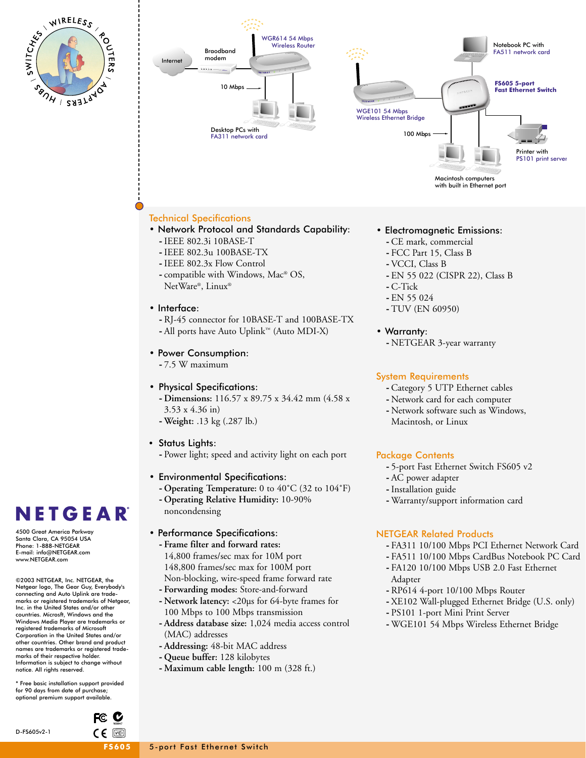Internet

Broadband modem

WGR614 54 Mbps Wireless Router

10 Mbps

Desktop PCs with FA311 network card

WGE101 54 Mbps Wireless Ethernet Bridge

Notebook PC with FA511 network card

FS605 5-port Fast Ethernet Switch

100 Mbps

Printer with PS101 print server

Macintosh computers with built in Ethernet port

## Technical Specifications

- **Network Protocol and Standards Capability:**
  - IEEE 802.3i 10BASE-T
  - IEEE 802.3u 100BASE-TX
  - IEEE 802.3x Flow Control
  - compatible with Windows, Mac® OS, NetWare®, Linux®

- **Interface:**
  - RJ-45 connector for 10BASE-T and 100BASE-TX
  - All ports have Auto Uplink™ (Auto MDI-X)

- **Power Consumption:**
  - 7.5 W maximum

- **Physical Specifications:**
  - **Dimensions:** 116.57 x 89.75 x 34.42 mm (4.58 x 3.53 x 4.36 in)
  - **Weight:** .13 kg (.287 lb.)

- **Status Lights:**
  - Power light; speed and activity light on each port

- **Environmental Specifications:**
  - **Operating Temperature:** 0 to 40˚C (32 to 104˚F)
  - **Operating Relative Humidity:** 10-90% noncondensing

- **Performance Specifications:**
  - **Frame filter and forward rates:** 14,800 frames/sec max for 10M port 148,800 frames/sec max for 100M port Non-blocking, wire-speed frame forward rate
  - **Forwarding modes:** Store-and-forward
  - **Network latency:** <20µs for 64-byte frames for 100 Mbps to 100 Mbps transmission
  - **Address database size:** 1,024 media access control (MAC) addresses
  - **Addressing:** 48-bit MAC address
  - **Queue buffer:** 128 kilobytes
  - **Maximum cable length:** 100 m (328 ft.)

- **Electromagnetic Emissions:**
  - CE mark, commercial
  - FCC Part 15, Class B
  - VCCI, Class B
  - EN 55 022 (CISPR 22), Class B
  - C-Tick
  - EN 55 024
  - TUV (EN 60950)

- **Warranty:**
  - NETGEAR 3-year warranty

## System Requirements

- Category 5 UTP Ethernet cables
- Network card for each computer
- Network software such as Windows, Macintosh, or Linux

## Package Contents

- 5-port Fast Ethernet Switch FS605 v2
- AC power adapter
- Installation guide
- Warranty/support information card

## NETGEAR Related Products

- FA311 10/100 Mbps PCI Ethernet Network Card
- FA511 10/100 Mbps CardBus Notebook PC Card
- FA120 10/100 Mbps USB 2.0 Fast Ethernet Adapter
- RP614 4-port 10/100 Mbps Router
- XE102 Wall-plugged Ethernet Bridge (U.S. only)
- PS101 1-port Mini Print Server
- WGE101 54 Mbps Wireless Ethernet Bridge

**NETGEAR®**

4500 Great America Parkway
Santa Clara, CA 95054 USA
Phone: 1-888-NETGEAR
E-mail: info@NETGEAR.com
www.NETGEAR.com

©2003 NETGEAR, Inc. NETGEAR, the Netgear logo, The Gear Guy, Everybody's connecting and Auto Uplink are trademarks or registered trademarks of Netgear, Inc. in the United States and/or other countries. Microsft, Windows and the Windows Media Player are trademarks or registered trademarks of Microsoft Corporation in the United States and/or other countries. Other brand and product names are trademarks or registered trademarks of their respective holder. Information is subject to change without notice. All rights reserved.

* Free basic installation support provided for 90 days from date of purchase; optional premium support available.

D-FS605v2-1

**FS605** 5-port Fast Ethernet Switch